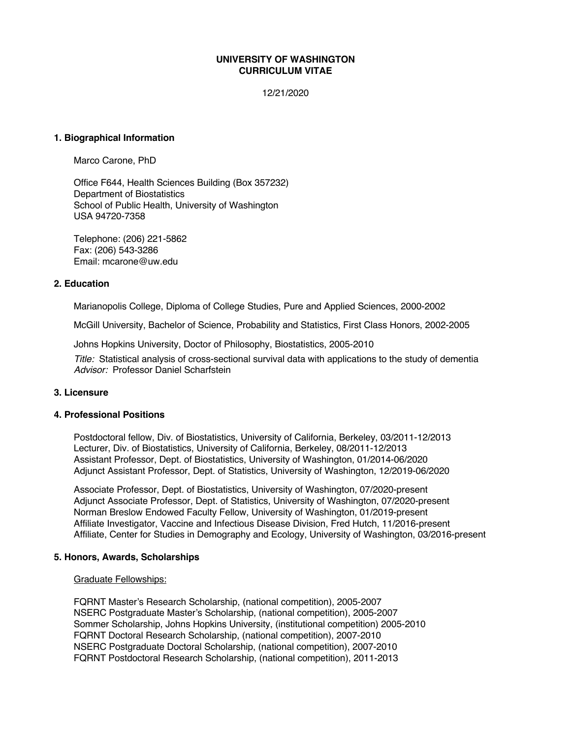**UNIVERSITY OF WASHINGTON**
**CURRICULUM VITAE**

12/21/2020

## 1. Biographical Information

Marco Carone, PhD

Office F644, Health Sciences Building (Box 357232)
Department of Biostatistics
School of Public Health, University of Washington
USA 94720-7358

Telephone: (206) 221-5862
Fax: (206) 543-3286
Email: mcarone@uw.edu

## 2. Education

Marianopolis College, Diploma of College Studies, Pure and Applied Sciences, 2000-2002

McGill University, Bachelor of Science, Probability and Statistics, First Class Honors, 2002-2005

Johns Hopkins University, Doctor of Philosophy, Biostatistics, 2005-2010

*Title:* Statistical analysis of cross-sectional survival data with applications to the study of dementia
*Advisor:* Professor Daniel Scharfstein

## 3. Licensure

## 4. Professional Positions

Postdoctoral fellow, Div. of Biostatistics, University of California, Berkeley, 03/2011-12/2013
Lecturer, Div. of Biostatistics, University of California, Berkeley, 08/2011-12/2013
Assistant Professor, Dept. of Biostatistics, University of Washington, 01/2014-06/2020
Adjunct Assistant Professor, Dept. of Statistics, University of Washington, 12/2019-06/2020

Associate Professor, Dept. of Biostatistics, University of Washington, 07/2020-present
Adjunct Associate Professor, Dept. of Statistics, University of Washington, 07/2020-present
Norman Breslow Endowed Faculty Fellow, University of Washington, 01/2019-present
Affiliate Investigator, Vaccine and Infectious Disease Division, Fred Hutch, 11/2016-present
Affiliate, Center for Studies in Demography and Ecology, University of Washington, 03/2016-present

## 5. Honors, Awards, Scholarships

Graduate Fellowships:

FQRNT Master's Research Scholarship, (national competition), 2005-2007
NSERC Postgraduate Master's Scholarship, (national competition), 2005-2007
Sommer Scholarship, Johns Hopkins University, (institutional competition) 2005-2010
FQRNT Doctoral Research Scholarship, (national competition), 2007-2010
NSERC Postgraduate Doctoral Scholarship, (national competition), 2007-2010
FQRNT Postdoctoral Research Scholarship, (national competition), 2011-2013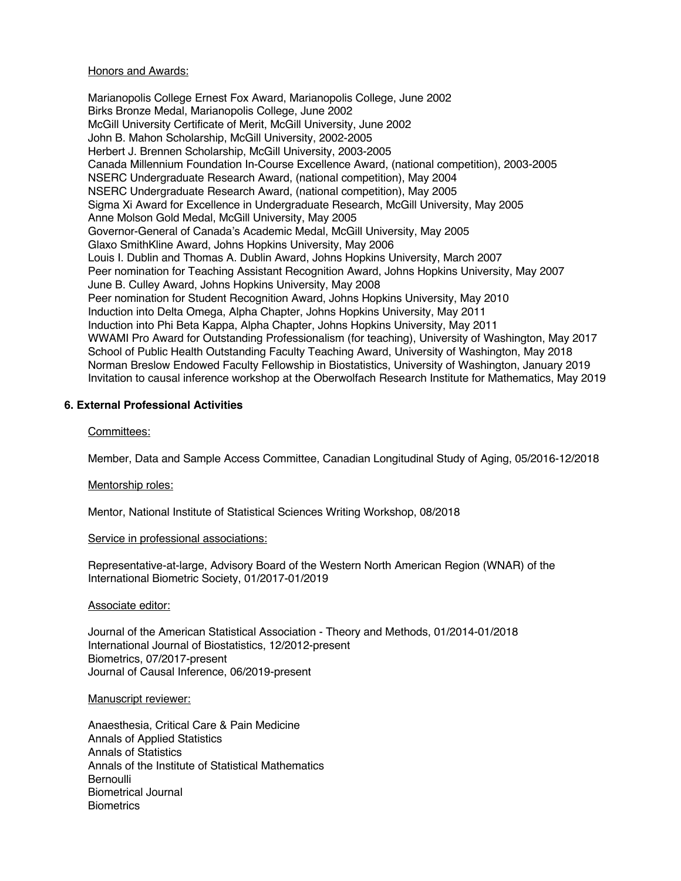Honors and Awards:

Marianopolis College Ernest Fox Award, Marianopolis College, June 2002
Birks Bronze Medal, Marianopolis College, June 2002
McGill University Certificate of Merit, McGill University, June 2002
John B. Mahon Scholarship, McGill University, 2002-2005
Herbert J. Brennen Scholarship, McGill University, 2003-2005
Canada Millennium Foundation In-Course Excellence Award, (national competition), 2003-2005
NSERC Undergraduate Research Award, (national competition), May 2004
NSERC Undergraduate Research Award, (national competition), May 2005
Sigma Xi Award for Excellence in Undergraduate Research, McGill University, May 2005
Anne Molson Gold Medal, McGill University, May 2005
Governor-General of Canada's Academic Medal, McGill University, May 2005
Glaxo SmithKline Award, Johns Hopkins University, May 2006
Louis I. Dublin and Thomas A. Dublin Award, Johns Hopkins University, March 2007
Peer nomination for Teaching Assistant Recognition Award, Johns Hopkins University, May 2007
June B. Culley Award, Johns Hopkins University, May 2008
Peer nomination for Student Recognition Award, Johns Hopkins University, May 2010
Induction into Delta Omega, Alpha Chapter, Johns Hopkins University, May 2011
Induction into Phi Beta Kappa, Alpha Chapter, Johns Hopkins University, May 2011
WWAMI Pro Award for Outstanding Professionalism (for teaching), University of Washington, May 2017
School of Public Health Outstanding Faculty Teaching Award, University of Washington, May 2018
Norman Breslow Endowed Faculty Fellowship in Biostatistics, University of Washington, January 2019
Invitation to causal inference workshop at the Oberwolfach Research Institute for Mathematics, May 2019

## 6. External Professional Activities

Committees:

Member, Data and Sample Access Committee, Canadian Longitudinal Study of Aging, 05/2016-12/2018

Mentorship roles:

Mentor, National Institute of Statistical Sciences Writing Workshop, 08/2018

Service in professional associations:

Representative-at-large, Advisory Board of the Western North American Region (WNAR) of the International Biometric Society, 01/2017-01/2019

Associate editor:

Journal of the American Statistical Association - Theory and Methods, 01/2014-01/2018
International Journal of Biostatistics, 12/2012-present
Biometrics, 07/2017-present
Journal of Causal Inference, 06/2019-present

Manuscript reviewer:

Anaesthesia, Critical Care & Pain Medicine
Annals of Applied Statistics
Annals of Statistics
Annals of the Institute of Statistical Mathematics
Bernoulli
Biometrical Journal
Biometrics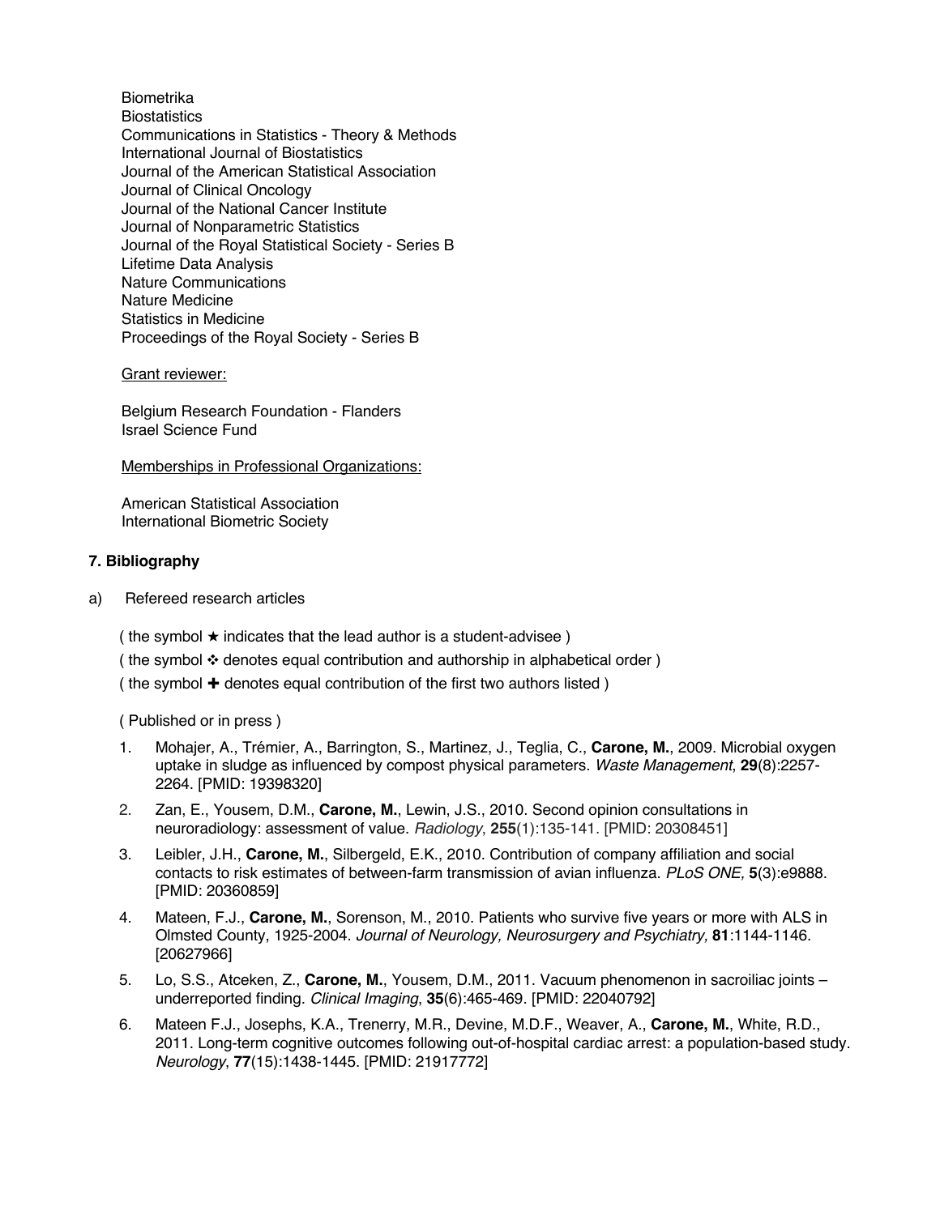Biometrika
Biostatistics
Communications in Statistics - Theory & Methods
International Journal of Biostatistics
Journal of the American Statistical Association
Journal of Clinical Oncology
Journal of the National Cancer Institute
Journal of Nonparametric Statistics
Journal of the Royal Statistical Society - Series B
Lifetime Data Analysis
Nature Communications
Nature Medicine
Statistics in Medicine
Proceedings of the Royal Society - Series B

Grant reviewer:

Belgium Research Foundation - Flanders
Israel Science Fund

Memberships in Professional Organizations:

American Statistical Association
International Biometric Society

### 7. Bibliography

a) Refereed research articles

( the symbol ★ indicates that the lead author is a student-advisee )

( the symbol ❖ denotes equal contribution and authorship in alphabetical order )

( the symbol ✚ denotes equal contribution of the first two authors listed )

( Published or in press )

1. Mohajer, A., Trémier, A., Barrington, S., Martinez, J., Teglia, C., **Carone, M.**, 2009. Microbial oxygen uptake in sludge as influenced by compost physical parameters. *Waste Management*, **29**(8):2257-2264. [PMID: 19398320]
2. Zan, E., Yousem, D.M., **Carone, M.**, Lewin, J.S., 2010. Second opinion consultations in neuroradiology: assessment of value. *Radiology*, **255**(1):135-141. [PMID: 20308451]
3. Leibler, J.H., **Carone, M.**, Silbergeld, E.K., 2010. Contribution of company affiliation and social contacts to risk estimates of between-farm transmission of avian influenza. *PLoS ONE,* **5**(3):e9888. [PMID: 20360859]
4. Mateen, F.J., **Carone, M.**, Sorenson, M., 2010. Patients who survive five years or more with ALS in Olmsted County, 1925-2004. *Journal of Neurology, Neurosurgery and Psychiatry,* **81**:1144-1146. [20627966]
5. Lo, S.S., Atceken, Z., **Carone, M.**, Yousem, D.M., 2011. Vacuum phenomenon in sacroiliac joints – underreported finding. *Clinical Imaging*, **35**(6):465-469. [PMID: 22040792]
6. Mateen F.J., Josephs, K.A., Trenerry, M.R., Devine, M.D.F., Weaver, A., **Carone, M.**, White, R.D., 2011. Long-term cognitive outcomes following out-of-hospital cardiac arrest: a population-based study. *Neurology*, **77**(15):1438-1445. [PMID: 21917772]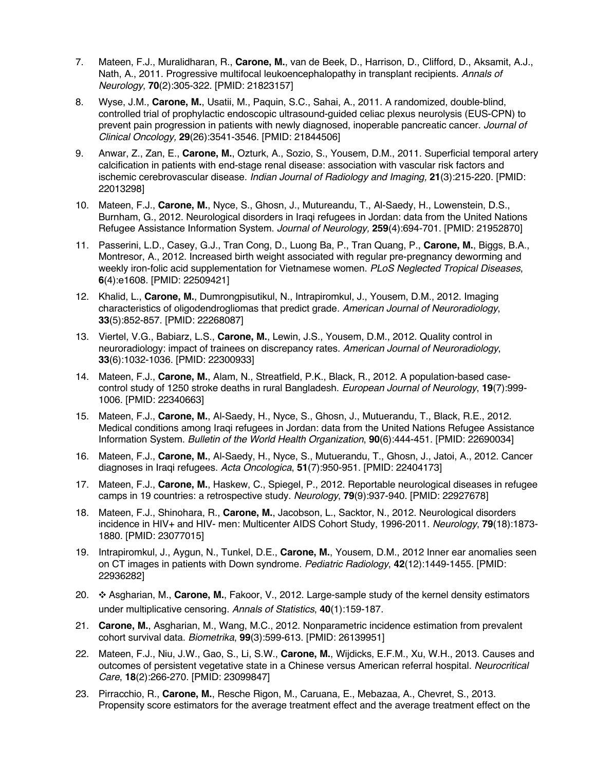7. Mateen, F.J., Muralidharan, R., **Carone, M.**, van de Beek, D., Harrison, D., Clifford, D., Aksamit, A.J., Nath, A., 2011. Progressive multifocal leukoencephalopathy in transplant recipients. *Annals of Neurology*, **70**(2):305-322. [PMID: 21823157]

8. Wyse, J.M., **Carone, M.**, Usatii, M., Paquin, S.C., Sahai, A., 2011. A randomized, double-blind, controlled trial of prophylactic endoscopic ultrasound-guided celiac plexus neurolysis (EUS-CPN) to prevent pain progression in patients with newly diagnosed, inoperable pancreatic cancer. *Journal of Clinical Oncology,* **29**(26):3541-3546. [PMID: 21844506]

9. Anwar, Z., Zan, E., **Carone, M.**, Ozturk, A., Sozio, S., Yousem, D.M., 2011. Superficial temporal artery calcification in patients with end-stage renal disease: association with vascular risk factors and ischemic cerebrovascular disease. *Indian Journal of Radiology and Imaging,* **21**(3):215-220. [PMID: 22013298]

10. Mateen, F.J., **Carone, M.**, Nyce, S., Ghosn, J., Mutureandu, T., Al-Saedy, H., Lowenstein, D.S., Burnham, G., 2012. Neurological disorders in Iraqi refugees in Jordan: data from the United Nations Refugee Assistance Information System. *Journal of Neurology,* **259**(4):694-701. [PMID: 21952870]

11. Passerini, L.D., Casey, G.J., Tran Cong, D., Luong Ba, P., Tran Quang, P., **Carone, M.**, Biggs, B.A., Montresor, A., 2012. Increased birth weight associated with regular pre-pregnancy deworming and weekly iron-folic acid supplementation for Vietnamese women. *PLoS Neglected Tropical Diseases*, **6**(4):e1608. [PMID: 22509421]

12. Khalid, L., **Carone, M.**, Dumrongpisutikul, N., Intrapiromkul, J., Yousem, D.M., 2012. Imaging characteristics of oligodendrogliomas that predict grade. *American Journal of Neuroradiology*, **33**(5):852-857. [PMID: 22268087]

13. Viertel, V.G., Babiarz, L.S., **Carone, M.**, Lewin, J.S., Yousem, D.M., 2012. Quality control in neuroradiology: impact of trainees on discrepancy rates. *American Journal of Neuroradiology*, **33**(6):1032-1036. [PMID: 22300933]

14. Mateen, F.J., **Carone, M.**, Alam, N., Streatfield, P.K., Black, R., 2012. A population-based case-control study of 1250 stroke deaths in rural Bangladesh. *European Journal of Neurology*, **19**(7):999-1006. [PMID: 22340663]

15. Mateen, F.J., **Carone, M.**, Al-Saedy, H., Nyce, S., Ghosn, J., Mutuerandu, T., Black, R.E., 2012. Medical conditions among Iraqi refugees in Jordan: data from the United Nations Refugee Assistance Information System. *Bulletin of the World Health Organization*, **90**(6):444-451. [PMID: 22690034]

16. Mateen, F.J., **Carone, M.**, Al-Saedy, H., Nyce, S., Mutuerandu, T., Ghosn, J., Jatoi, A., 2012. Cancer diagnoses in Iraqi refugees. *Acta Oncologica*, **51**(7):950-951. [PMID: 22404173]

17. Mateen, F.J., **Carone, M.**, Haskew, C., Spiegel, P., 2012. Reportable neurological diseases in refugee camps in 19 countries: a retrospective study. *Neurology*, **79**(9):937-940. [PMID: 22927678]

18. Mateen, F.J., Shinohara, R., **Carone, M.**, Jacobson, L., Sacktor, N., 2012. Neurological disorders incidence in HIV+ and HIV- men: Multicenter AIDS Cohort Study, 1996-2011. *Neurology*, **79**(18):1873-1880. [PMID: 23077015]

19. Intrapiromkul, J., Aygun, N., Tunkel, D.E., **Carone, M.**, Yousem, D.M., 2012 Inner ear anomalies seen on CT images in patients with Down syndrome. *Pediatric Radiology*, **42**(12):1449-1455. [PMID: 22936282]

20. ❖ Asgharian, M., **Carone, M.**, Fakoor, V., 2012. Large-sample study of the kernel density estimators under multiplicative censoring. *Annals of Statistics*, **40**(1):159-187.

21. **Carone, M.**, Asgharian, M., Wang, M.C., 2012. Nonparametric incidence estimation from prevalent cohort survival data. *Biometrika*, **99**(3):599-613. [PMID: 26139951]

22. Mateen, F.J., Niu, J.W., Gao, S., Li, S.W., **Carone, M.**, Wijdicks, E.F.M., Xu, W.H., 2013. Causes and outcomes of persistent vegetative state in a Chinese versus American referral hospital. *Neurocritical Care*, **18**(2):266-270. [PMID: 23099847]

23. Pirracchio, R., **Carone, M.**, Resche Rigon, M., Caruana, E., Mebazaa, A., Chevret, S., 2013. Propensity score estimators for the average treatment effect and the average treatment effect on the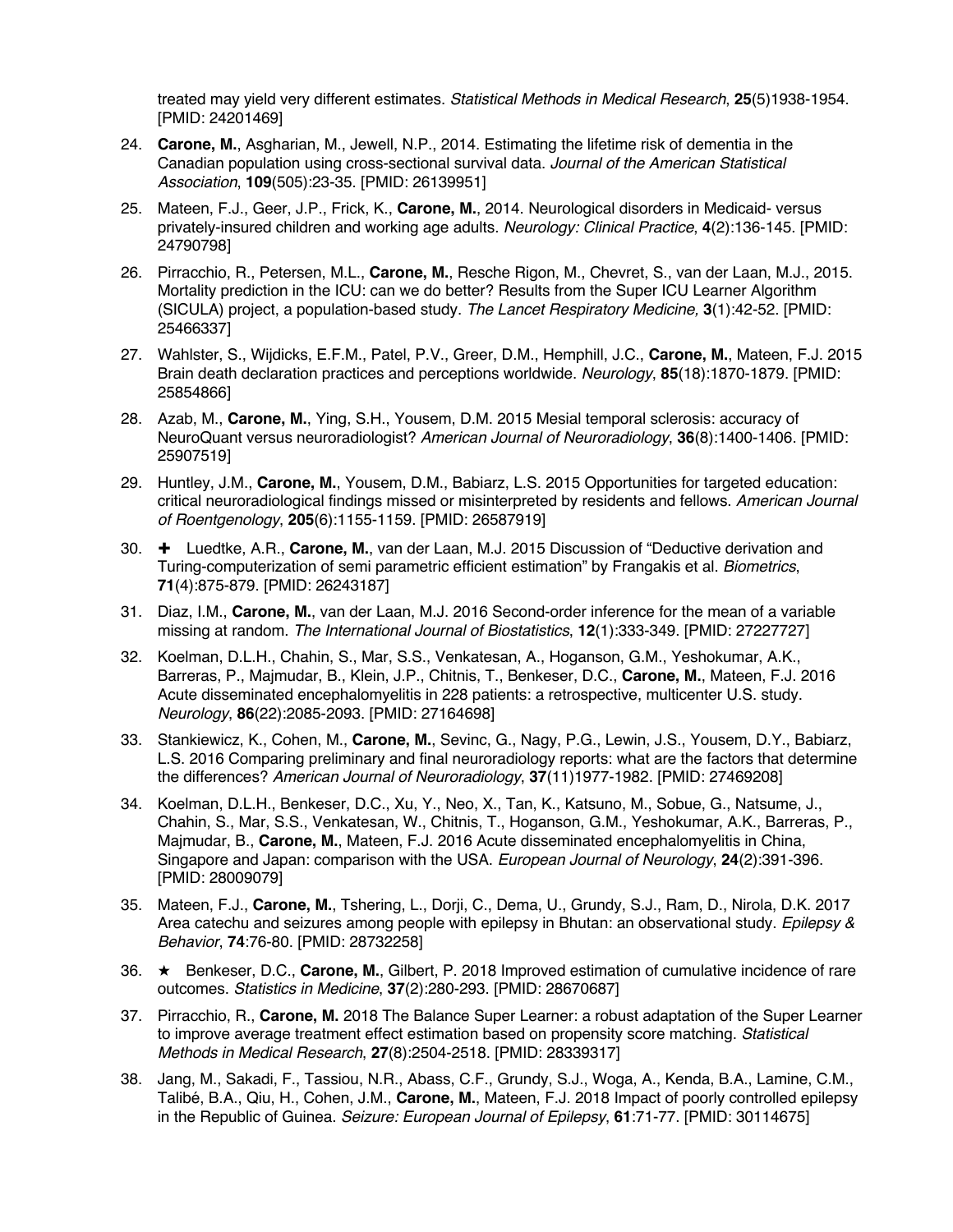treated may yield very different estimates. *Statistical Methods in Medical Research*, **25**(5)1938-1954. [PMID: 24201469]

24. **Carone, M.**, Asgharian, M., Jewell, N.P., 2014. Estimating the lifetime risk of dementia in the Canadian population using cross-sectional survival data. *Journal of the American Statistical Association*, **109**(505):23-35. [PMID: 26139951]
25. Mateen, F.J., Geer, J.P., Frick, K., **Carone, M.**, 2014. Neurological disorders in Medicaid- versus privately-insured children and working age adults. *Neurology: Clinical Practice*, **4**(2):136-145. [PMID: 24790798]
26. Pirracchio, R., Petersen, M.L., **Carone, M.**, Resche Rigon, M., Chevret, S., van der Laan, M.J., 2015. Mortality prediction in the ICU: can we do better? Results from the Super ICU Learner Algorithm (SICULA) project, a population-based study. *The Lancet Respiratory Medicine,* **3**(1):42-52. [PMID: 25466337]
27. Wahlster, S., Wijdicks, E.F.M., Patel, P.V., Greer, D.M., Hemphill, J.C., **Carone, M.**, Mateen, F.J. 2015 Brain death declaration practices and perceptions worldwide. *Neurology*, **85**(18):1870-1879. [PMID: 25854866]
28. Azab, M., **Carone, M.**, Ying, S.H., Yousem, D.M. 2015 Mesial temporal sclerosis: accuracy of NeuroQuant versus neuroradiologist? *American Journal of Neuroradiology*, **36**(8):1400-1406. [PMID: 25907519]
29. Huntley, J.M., **Carone, M.**, Yousem, D.M., Babiarz, L.S. 2015 Opportunities for targeted education: critical neuroradiological findings missed or misinterpreted by residents and fellows. *American Journal of Roentgenology*, **205**(6):1155-1159. [PMID: 26587919]
30. ✚ Luedtke, A.R., **Carone, M.**, van der Laan, M.J. 2015 Discussion of "Deductive derivation and Turing-computerization of semi parametric efficient estimation" by Frangakis et al. *Biometrics*, **71**(4):875-879. [PMID: 26243187]
31. Diaz, I.M., **Carone, M.**, van der Laan, M.J. 2016 Second-order inference for the mean of a variable missing at random. *The International Journal of Biostatistics*, **12**(1):333-349. [PMID: 27227727]
32. Koelman, D.L.H., Chahin, S., Mar, S.S., Venkatesan, A., Hoganson, G.M., Yeshokumar, A.K., Barreras, P., Majmudar, B., Klein, J.P., Chitnis, T., Benkeser, D.C., **Carone, M.**, Mateen, F.J. 2016 Acute disseminated encephalomyelitis in 228 patients: a retrospective, multicenter U.S. study. *Neurology*, **86**(22):2085-2093. [PMID: 27164698]
33. Stankiewicz, K., Cohen, M., **Carone, M.**, Sevinc, G., Nagy, P.G., Lewin, J.S., Yousem, D.Y., Babiarz, L.S. 2016 Comparing preliminary and final neuroradiology reports: what are the factors that determine the differences? *American Journal of Neuroradiology*, **37**(11)1977-1982. [PMID: 27469208]
34. Koelman, D.L.H., Benkeser, D.C., Xu, Y., Neo, X., Tan, K., Katsuno, M., Sobue, G., Natsume, J., Chahin, S., Mar, S.S., Venkatesan, W., Chitnis, T., Hoganson, G.M., Yeshokumar, A.K., Barreras, P., Majmudar, B., **Carone, M.**, Mateen, F.J. 2016 Acute disseminated encephalomyelitis in China, Singapore and Japan: comparison with the USA. *European Journal of Neurology*, **24**(2):391-396. [PMID: 28009079]
35. Mateen, F.J., **Carone, M.**, Tshering, L., Dorji, C., Dema, U., Grundy, S.J., Ram, D., Nirola, D.K. 2017 Area catechu and seizures among people with epilepsy in Bhutan: an observational study. *Epilepsy & Behavior*, **74**:76-80. [PMID: 28732258]
36. ★ Benkeser, D.C., **Carone, M.**, Gilbert, P. 2018 Improved estimation of cumulative incidence of rare outcomes. *Statistics in Medicine*, **37**(2):280-293. [PMID: 28670687]
37. Pirracchio, R., **Carone, M.** 2018 The Balance Super Learner: a robust adaptation of the Super Learner to improve average treatment effect estimation based on propensity score matching. *Statistical Methods in Medical Research*, **27**(8):2504-2518. [PMID: 28339317]
38. Jang, M., Sakadi, F., Tassiou, N.R., Abass, C.F., Grundy, S.J., Woga, A., Kenda, B.A., Lamine, C.M., Talibé, B.A., Qiu, H., Cohen, J.M., **Carone, M.**, Mateen, F.J. 2018 Impact of poorly controlled epilepsy in the Republic of Guinea. *Seizure: European Journal of Epilepsy*, **61**:71-77. [PMID: 30114675]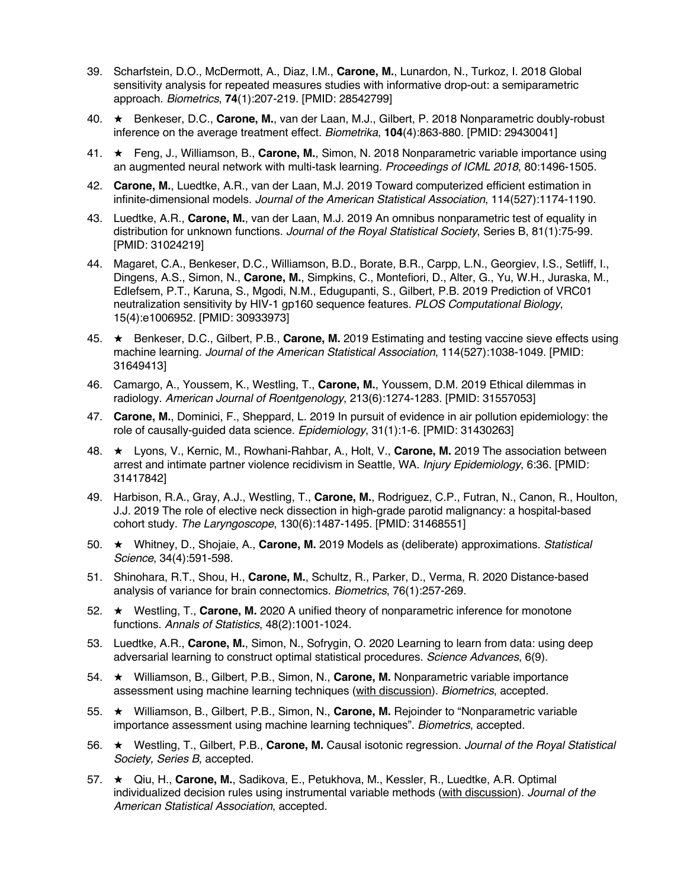39. Scharfstein, D.O., McDermott, A., Diaz, I.M., **Carone, M.**, Lunardon, N., Turkoz, I. 2018 Global sensitivity analysis for repeated measures studies with informative drop-out: a semiparametric approach. *Biometrics*, **74**(1):207-219. [PMID: 28542799]

40. ★ Benkeser, D.C., **Carone, M.**, van der Laan, M.J., Gilbert, P. 2018 Nonparametric doubly-robust inference on the average treatment effect. *Biometrika*, **104**(4):863-880. [PMID: 29430041]

41. ★ Feng, J., Williamson, B., **Carone, M.**, Simon, N. 2018 Nonparametric variable importance using an augmented neural network with multi-task learning. *Proceedings of ICML 2018*, 80:1496-1505.

42. **Carone, M.**, Luedtke, A.R., van der Laan, M.J. 2019 Toward computerized efficient estimation in infinite-dimensional models. *Journal of the American Statistical Association*, 114(527):1174-1190.

43. Luedtke, A.R., **Carone, M.**, van der Laan, M.J. 2019 An omnibus nonparametric test of equality in distribution for unknown functions. *Journal of the Royal Statistical Society*, Series B, 81(1):75-99. [PMID: 31024219]

44. Magaret, C.A., Benkeser, D.C., Williamson, B.D., Borate, B.R., Carpp, L.N., Georgiev, I.S., Setliff, I., Dingens, A.S., Simon, N., **Carone, M.**, Simpkins, C., Montefiori, D., Alter, G., Yu, W.H., Juraska, M., Edlefsem, P.T., Karuna, S., Mgodi, N.M., Edugupanti, S., Gilbert, P.B. 2019 Prediction of VRC01 neutralization sensitivity by HIV-1 gp160 sequence features. *PLOS Computational Biology*, 15(4):e1006952. [PMID: 30933973]

45. ★ Benkeser, D.C., Gilbert, P.B., **Carone, M.** 2019 Estimating and testing vaccine sieve effects using machine learning. *Journal of the American Statistical Association*, 114(527):1038-1049. [PMID: 31649413]

46. Camargo, A., Youssem, K., Westling, T., **Carone, M.**, Youssem, D.M. 2019 Ethical dilemmas in radiology. *American Journal of Roentgenology*, 213(6):1274-1283. [PMID: 31557053]

47. **Carone, M.**, Dominici, F., Sheppard, L. 2019 In pursuit of evidence in air pollution epidemiology: the role of causally-guided data science. *Epidemiology*, 31(1):1-6. [PMID: 31430263]

48. ★ Lyons, V., Kernic, M., Rowhani-Rahbar, A., Holt, V., **Carone, M.** 2019 The association between arrest and intimate partner violence recidivism in Seattle, WA. *Injury Epidemiology*, 6:36. [PMID: 31417842]

49. Harbison, R.A., Gray, A.J., Westling, T., **Carone, M.**, Rodriguez, C.P., Futran, N., Canon, R., Houlton, J.J. 2019 The role of elective neck dissection in high-grade parotid malignancy: a hospital-based cohort study. *The Laryngoscope*, 130(6):1487-1495. [PMID: 31468551]

50. ★ Whitney, D., Shojaie, A., **Carone, M.** 2019 Models as (deliberate) approximations. *Statistical Science*, 34(4):591-598.

51. Shinohara, R.T., Shou, H., **Carone, M.**, Schultz, R., Parker, D., Verma, R. 2020 Distance-based analysis of variance for brain connectomics. *Biometrics*, 76(1):257-269.

52. ★ Westling, T., **Carone, M.** 2020 A unified theory of nonparametric inference for monotone functions. *Annals of Statistics*, 48(2):1001-1024.

53. Luedtke, A.R., **Carone, M.**, Simon, N., Sofrygin, O. 2020 Learning to learn from data: using deep adversarial learning to construct optimal statistical procedures. *Science Advances*, 6(9).

54. ★ Williamson, B., Gilbert, P.B., Simon, N., **Carone, M.** Nonparametric variable importance assessment using machine learning techniques (<u>with discussion</u>). *Biometrics*, accepted.

55. ★ Williamson, B., Gilbert, P.B., Simon, N., **Carone, M.** Rejoinder to "Nonparametric variable importance assessment using machine learning techniques". *Biometrics*, accepted.

56. ★ Westling, T., Gilbert, P.B., **Carone, M.** Causal isotonic regression. *Journal of the Royal Statistical Society, Series B*, accepted.

57. ★ Qiu, H., **Carone, M.**, Sadikova, E., Petukhova, M., Kessler, R., Luedtke, A.R. Optimal individualized decision rules using instrumental variable methods (<u>with discussion</u>). *Journal of the American Statistical Association*, accepted.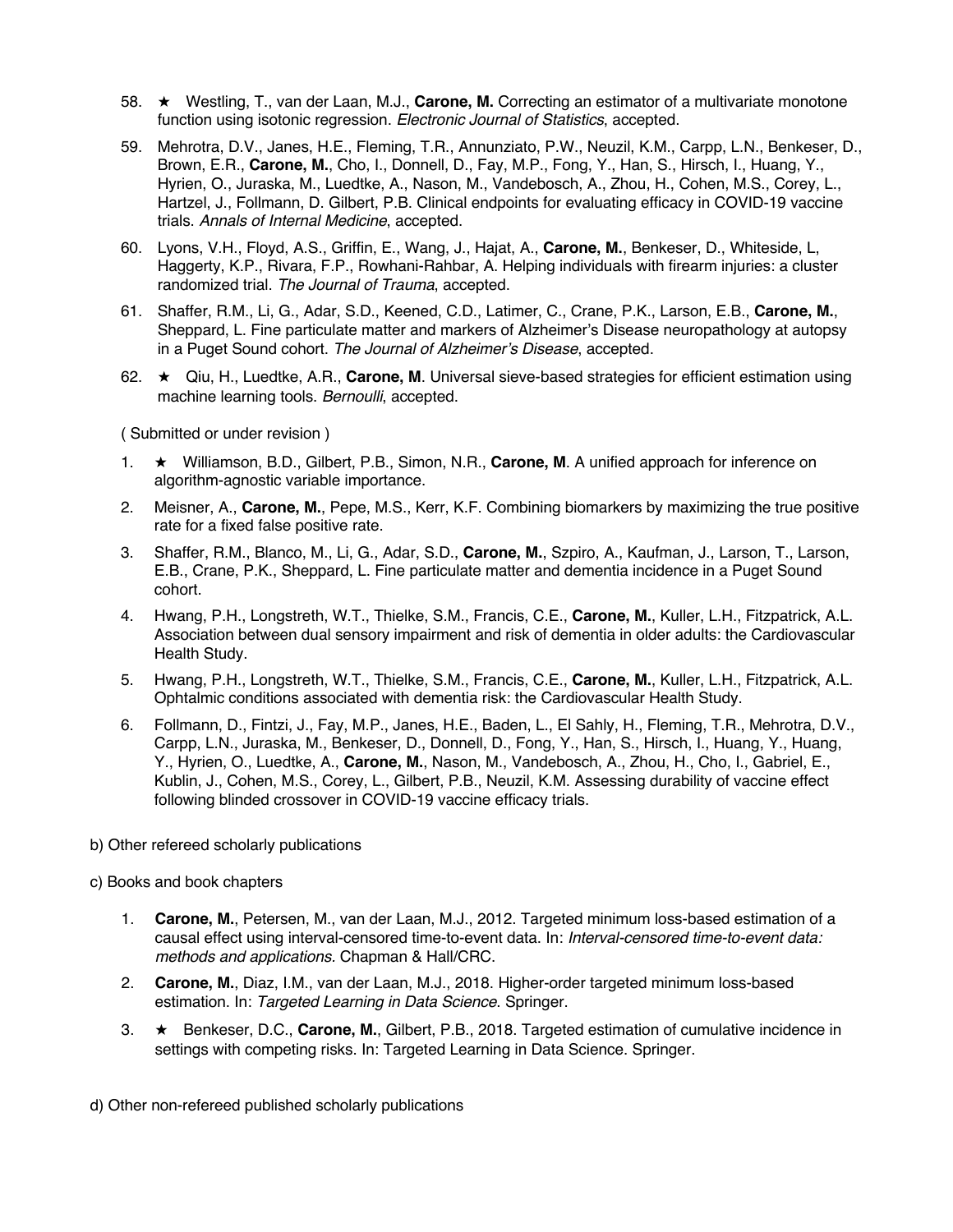58. ★ Westling, T., van der Laan, M.J., **Carone, M.** Correcting an estimator of a multivariate monotone function using isotonic regression. *Electronic Journal of Statistics*, accepted.

59. Mehrotra, D.V., Janes, H.E., Fleming, T.R., Annunziato, P.W., Neuzil, K.M., Carpp, L.N., Benkeser, D., Brown, E.R., **Carone, M.**, Cho, I., Donnell, D., Fay, M.P., Fong, Y., Han, S., Hirsch, I., Huang, Y., Hyrien, O., Juraska, M., Luedtke, A., Nason, M., Vandebosch, A., Zhou, H., Cohen, M.S., Corey, L., Hartzel, J., Follmann, D. Gilbert, P.B. Clinical endpoints for evaluating efficacy in COVID-19 vaccine trials. *Annals of Internal Medicine*, accepted.

60. Lyons, V.H., Floyd, A.S., Griffin, E., Wang, J., Hajat, A., **Carone, M.**, Benkeser, D., Whiteside, L, Haggerty, K.P., Rivara, F.P., Rowhani-Rahbar, A. Helping individuals with firearm injuries: a cluster randomized trial. *The Journal of Trauma*, accepted.

61. Shaffer, R.M., Li, G., Adar, S.D., Keened, C.D., Latimer, C., Crane, P.K., Larson, E.B., **Carone, M.**, Sheppard, L. Fine particulate matter and markers of Alzheimer's Disease neuropathology at autopsy in a Puget Sound cohort. *The Journal of Alzheimer's Disease*, accepted.

62. ★ Qiu, H., Luedtke, A.R., **Carone, M**. Universal sieve-based strategies for efficient estimation using machine learning tools. *Bernoulli*, accepted.

( Submitted or under revision )

1. ★ Williamson, B.D., Gilbert, P.B., Simon, N.R., **Carone, M**. A unified approach for inference on algorithm-agnostic variable importance.

2. Meisner, A., **Carone, M.**, Pepe, M.S., Kerr, K.F. Combining biomarkers by maximizing the true positive rate for a fixed false positive rate.

3. Shaffer, R.M., Blanco, M., Li, G., Adar, S.D., **Carone, M.**, Szpiro, A., Kaufman, J., Larson, T., Larson, E.B., Crane, P.K., Sheppard, L. Fine particulate matter and dementia incidence in a Puget Sound cohort.

4. Hwang, P.H., Longstreth, W.T., Thielke, S.M., Francis, C.E., **Carone, M.**, Kuller, L.H., Fitzpatrick, A.L. Association between dual sensory impairment and risk of dementia in older adults: the Cardiovascular Health Study.

5. Hwang, P.H., Longstreth, W.T., Thielke, S.M., Francis, C.E., **Carone, M.**, Kuller, L.H., Fitzpatrick, A.L. Ophtalmic conditions associated with dementia risk: the Cardiovascular Health Study.

6. Follmann, D., Fintzi, J., Fay, M.P., Janes, H.E., Baden, L., El Sahly, H., Fleming, T.R., Mehrotra, D.V., Carpp, L.N., Juraska, M., Benkeser, D., Donnell, D., Fong, Y., Han, S., Hirsch, I., Huang, Y., Huang, Y., Hyrien, O., Luedtke, A., **Carone, M.**, Nason, M., Vandebosch, A., Zhou, H., Cho, I., Gabriel, E., Kublin, J., Cohen, M.S., Corey, L., Gilbert, P.B., Neuzil, K.M. Assessing durability of vaccine effect following blinded crossover in COVID-19 vaccine efficacy trials.

b) Other refereed scholarly publications

c) Books and book chapters

1. **Carone, M.**, Petersen, M., van der Laan, M.J., 2012. Targeted minimum loss-based estimation of a causal effect using interval-censored time-to-event data. In: *Interval-censored time-to-event data: methods and applications.* Chapman & Hall/CRC.

2. **Carone, M.**, Diaz, I.M., van der Laan, M.J., 2018. Higher-order targeted minimum loss-based estimation. In: *Targeted Learning in Data Science*. Springer.

3. ★ Benkeser, D.C., **Carone, M.**, Gilbert, P.B., 2018. Targeted estimation of cumulative incidence in settings with competing risks. In: Targeted Learning in Data Science. Springer.

d) Other non-refereed published scholarly publications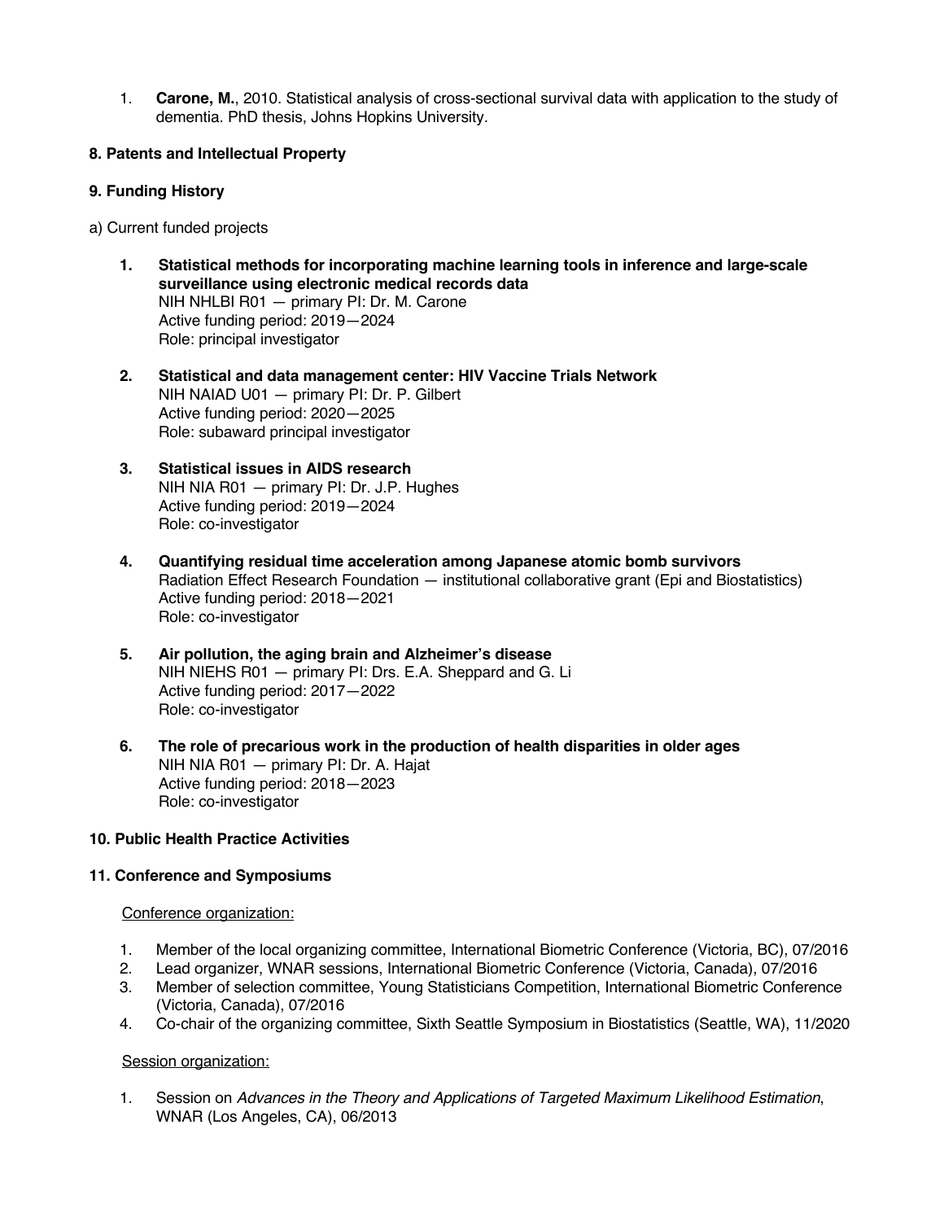1. **Carone, M.**, 2010. Statistical analysis of cross-sectional survival data with application to the study of dementia. PhD thesis, Johns Hopkins University.

**8. Patents and Intellectual Property**

**9. Funding History**

a) Current funded projects

1. **Statistical methods for incorporating machine learning tools in inference and large-scale surveillance using electronic medical records data**
   NIH NHLBI R01 — primary PI: Dr. M. Carone
   Active funding period: 2019—2024
   Role: principal investigator

2. **Statistical and data management center: HIV Vaccine Trials Network**
   NIH NAIAD U01 — primary PI: Dr. P. Gilbert
   Active funding period: 2020—2025
   Role: subaward principal investigator

3. **Statistical issues in AIDS research**
   NIH NIA R01 — primary PI: Dr. J.P. Hughes
   Active funding period: 2019—2024
   Role: co-investigator

4. **Quantifying residual time acceleration among Japanese atomic bomb survivors**
   Radiation Effect Research Foundation — institutional collaborative grant (Epi and Biostatistics)
   Active funding period: 2018—2021
   Role: co-investigator

5. **Air pollution, the aging brain and Alzheimer's disease**
   NIH NIEHS R01 — primary PI: Drs. E.A. Sheppard and G. Li
   Active funding period: 2017—2022
   Role: co-investigator

6. **The role of precarious work in the production of health disparities in older ages**
   NIH NIA R01 — primary PI: Dr. A. Hajat
   Active funding period: 2018—2023
   Role: co-investigator

**10. Public Health Practice Activities**

**11. Conference and Symposiums**

Conference organization:

1. Member of the local organizing committee, International Biometric Conference (Victoria, BC), 07/2016
2. Lead organizer, WNAR sessions, International Biometric Conference (Victoria, Canada), 07/2016
3. Member of selection committee, Young Statisticians Competition, International Biometric Conference (Victoria, Canada), 07/2016
4. Co-chair of the organizing committee, Sixth Seattle Symposium in Biostatistics (Seattle, WA), 11/2020

Session organization:

1. Session on *Advances in the Theory and Applications of Targeted Maximum Likelihood Estimation*, WNAR (Los Angeles, CA), 06/2013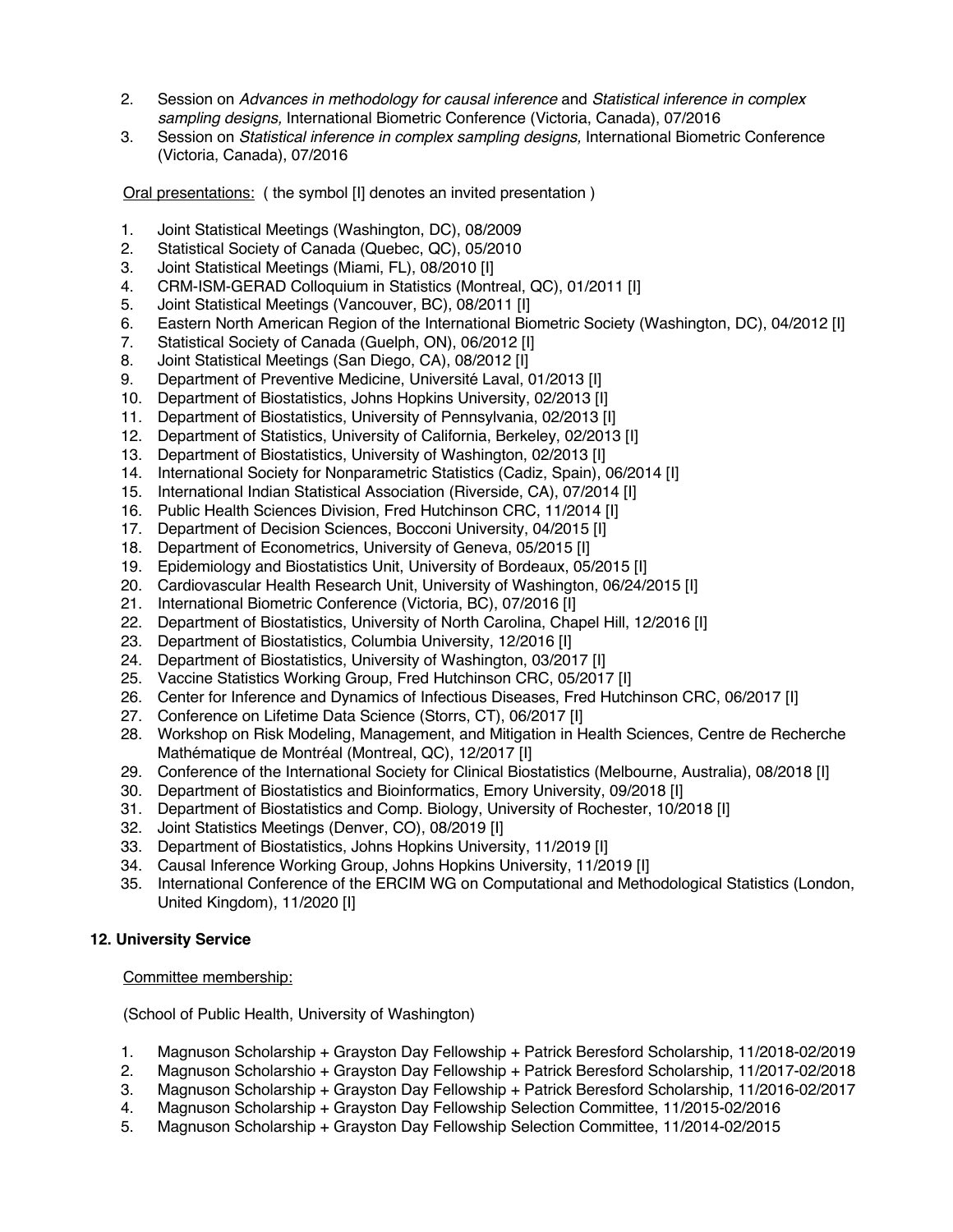2. Session on *Advances in methodology for causal inference* and *Statistical inference in complex sampling designs,* International Biometric Conference (Victoria, Canada), 07/2016
3. Session on *Statistical inference in complex sampling designs,* International Biometric Conference (Victoria, Canada), 07/2016

<u>Oral presentations:</u> ( the symbol [I] denotes an invited presentation )

1. Joint Statistical Meetings (Washington, DC), 08/2009
2. Statistical Society of Canada (Quebec, QC), 05/2010
3. Joint Statistical Meetings (Miami, FL), 08/2010 [I]
4. CRM-ISM-GERAD Colloquium in Statistics (Montreal, QC), 01/2011 [I]
5. Joint Statistical Meetings (Vancouver, BC), 08/2011 [I]
6. Eastern North American Region of the International Biometric Society (Washington, DC), 04/2012 [I]
7. Statistical Society of Canada (Guelph, ON), 06/2012 [I]
8. Joint Statistical Meetings (San Diego, CA), 08/2012 [I]
9. Department of Preventive Medicine, Université Laval, 01/2013 [I]
10. Department of Biostatistics, Johns Hopkins University, 02/2013 [I]
11. Department of Biostatistics, University of Pennsylvania, 02/2013 [I]
12. Department of Statistics, University of California, Berkeley, 02/2013 [I]
13. Department of Biostatistics, University of Washington, 02/2013 [I]
14. International Society for Nonparametric Statistics (Cadiz, Spain), 06/2014 [I]
15. International Indian Statistical Association (Riverside, CA), 07/2014 [I]
16. Public Health Sciences Division, Fred Hutchinson CRC, 11/2014 [I]
17. Department of Decision Sciences, Bocconi University, 04/2015 [I]
18. Department of Econometrics, University of Geneva, 05/2015 [I]
19. Epidemiology and Biostatistics Unit, University of Bordeaux, 05/2015 [I]
20. Cardiovascular Health Research Unit, University of Washington, 06/24/2015 [I]
21. International Biometric Conference (Victoria, BC), 07/2016 [I]
22. Department of Biostatistics, University of North Carolina, Chapel Hill, 12/2016 [I]
23. Department of Biostatistics, Columbia University, 12/2016 [I]
24. Department of Biostatistics, University of Washington, 03/2017 [I]
25. Vaccine Statistics Working Group, Fred Hutchinson CRC, 05/2017 [I]
26. Center for Inference and Dynamics of Infectious Diseases, Fred Hutchinson CRC, 06/2017 [I]
27. Conference on Lifetime Data Science (Storrs, CT), 06/2017 [I]
28. Workshop on Risk Modeling, Management, and Mitigation in Health Sciences, Centre de Recherche Mathématique de Montréal (Montreal, QC), 12/2017 [I]
29. Conference of the International Society for Clinical Biostatistics (Melbourne, Australia), 08/2018 [I]
30. Department of Biostatistics and Bioinformatics, Emory University, 09/2018 [I]
31. Department of Biostatistics and Comp. Biology, University of Rochester, 10/2018 [I]
32. Joint Statistics Meetings (Denver, CO), 08/2019 [I]
33. Department of Biostatistics, Johns Hopkins University, 11/2019 [I]
34. Causal Inference Working Group, Johns Hopkins University, 11/2019 [I]
35. International Conference of the ERCIM WG on Computational and Methodological Statistics (London, United Kingdom), 11/2020 [I]

## 12. University Service

<u>Committee membership:</u>

(School of Public Health, University of Washington)

1. Magnuson Scholarship + Grayston Day Fellowship + Patrick Beresford Scholarship, 11/2018-02/2019
2. Magnuson Scholarshio + Grayston Day Fellowship + Patrick Beresford Scholarship, 11/2017-02/2018
3. Magnuson Scholarship + Grayston Day Fellowship + Patrick Beresford Scholarship, 11/2016-02/2017
4. Magnuson Scholarship + Grayston Day Fellowship Selection Committee, 11/2015-02/2016
5. Magnuson Scholarship + Grayston Day Fellowship Selection Committee, 11/2014-02/2015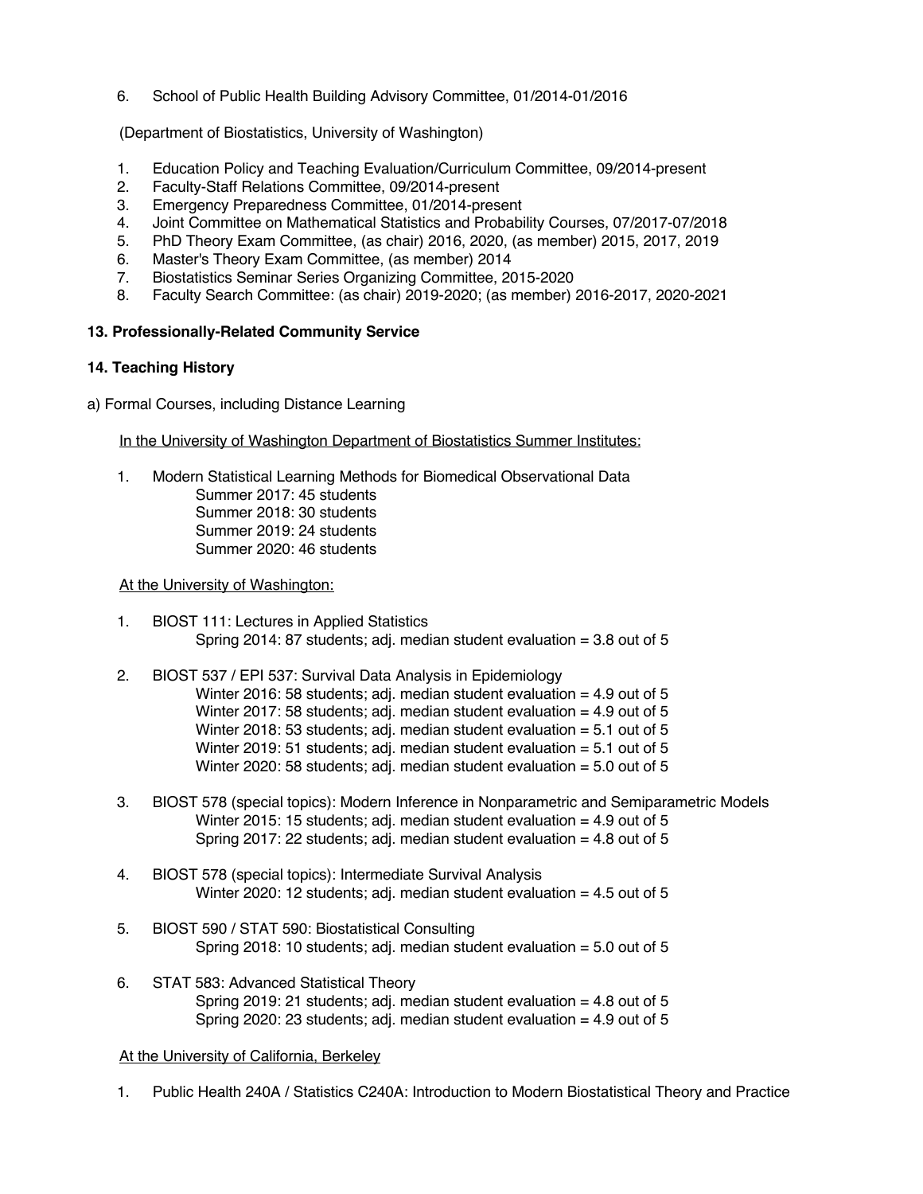6. School of Public Health Building Advisory Committee, 01/2014-01/2016

(Department of Biostatistics, University of Washington)

1. Education Policy and Teaching Evaluation/Curriculum Committee, 09/2014-present
2. Faculty-Staff Relations Committee, 09/2014-present
3. Emergency Preparedness Committee, 01/2014-present
4. Joint Committee on Mathematical Statistics and Probability Courses, 07/2017-07/2018
5. PhD Theory Exam Committee, (as chair) 2016, 2020, (as member) 2015, 2017, 2019
6. Master's Theory Exam Committee, (as member) 2014
7. Biostatistics Seminar Series Organizing Committee, 2015-2020
8. Faculty Search Committee: (as chair) 2019-2020; (as member) 2016-2017, 2020-2021

**13. Professionally-Related Community Service**

**14. Teaching History**

a) Formal Courses, including Distance Learning

<u>In the University of Washington Department of Biostatistics Summer Institutes:</u>

1. Modern Statistical Learning Methods for Biomedical Observational Data
   Summer 2017: 45 students
   Summer 2018: 30 students
   Summer 2019: 24 students
   Summer 2020: 46 students

<u>At the University of Washington:</u>

1. BIOST 111: Lectures in Applied Statistics
   Spring 2014: 87 students; adj. median student evaluation = 3.8 out of 5

2. BIOST 537 / EPI 537: Survival Data Analysis in Epidemiology
   Winter 2016: 58 students; adj. median student evaluation = 4.9 out of 5
   Winter 2017: 58 students; adj. median student evaluation = 4.9 out of 5
   Winter 2018: 53 students; adj. median student evaluation = 5.1 out of 5
   Winter 2019: 51 students; adj. median student evaluation = 5.1 out of 5
   Winter 2020: 58 students; adj. median student evaluation = 5.0 out of 5

3. BIOST 578 (special topics): Modern Inference in Nonparametric and Semiparametric Models
   Winter 2015: 15 students; adj. median student evaluation = 4.9 out of 5
   Spring 2017: 22 students; adj. median student evaluation = 4.8 out of 5

4. BIOST 578 (special topics): Intermediate Survival Analysis
   Winter 2020: 12 students; adj. median student evaluation = 4.5 out of 5

5. BIOST 590 / STAT 590: Biostatistical Consulting
   Spring 2018: 10 students; adj. median student evaluation = 5.0 out of 5

6. STAT 583: Advanced Statistical Theory
   Spring 2019: 21 students; adj. median student evaluation = 4.8 out of 5
   Spring 2020: 23 students; adj. median student evaluation = 4.9 out of 5

<u>At the University of California, Berkeley</u>

1. Public Health 240A / Statistics C240A: Introduction to Modern Biostatistical Theory and Practice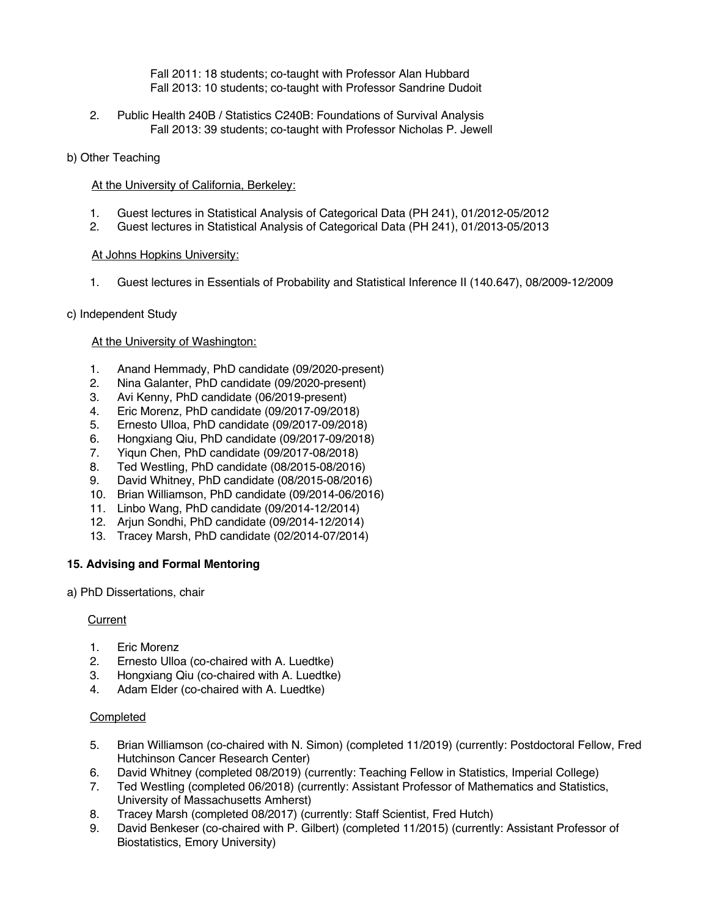Fall 2011: 18 students; co-taught with Professor Alan Hubbard
Fall 2013: 10 students; co-taught with Professor Sandrine Dudoit

2. Public Health 240B / Statistics C240B: Foundations of Survival Analysis
   Fall 2013: 39 students; co-taught with Professor Nicholas P. Jewell

b) Other Teaching

At the University of California, Berkeley:

1. Guest lectures in Statistical Analysis of Categorical Data (PH 241), 01/2012-05/2012
2. Guest lectures in Statistical Analysis of Categorical Data (PH 241), 01/2013-05/2013

At Johns Hopkins University:

1. Guest lectures in Essentials of Probability and Statistical Inference II (140.647), 08/2009-12/2009

c) Independent Study

At the University of Washington:

1. Anand Hemmady, PhD candidate (09/2020-present)
2. Nina Galanter, PhD candidate (09/2020-present)
3. Avi Kenny, PhD candidate (06/2019-present)
4. Eric Morenz, PhD candidate (09/2017-09/2018)
5. Ernesto Ulloa, PhD candidate (09/2017-09/2018)
6. Hongxiang Qiu, PhD candidate (09/2017-09/2018)
7. Yiqun Chen, PhD candidate (09/2017-08/2018)
8. Ted Westling, PhD candidate (08/2015-08/2016)
9. David Whitney, PhD candidate (08/2015-08/2016)
10. Brian Williamson, PhD candidate (09/2014-06/2016)
11. Linbo Wang, PhD candidate (09/2014-12/2014)
12. Arjun Sondhi, PhD candidate (09/2014-12/2014)
13. Tracey Marsh, PhD candidate (02/2014-07/2014)

**15. Advising and Formal Mentoring**

a) PhD Dissertations, chair

Current

1. Eric Morenz
2. Ernesto Ulloa (co-chaired with A. Luedtke)
3. Hongxiang Qiu (co-chaired with A. Luedtke)
4. Adam Elder (co-chaired with A. Luedtke)

Completed

5. Brian Williamson (co-chaired with N. Simon) (completed 11/2019) (currently: Postdoctoral Fellow, Fred Hutchinson Cancer Research Center)
6. David Whitney (completed 08/2019) (currently: Teaching Fellow in Statistics, Imperial College)
7. Ted Westling (completed 06/2018) (currently: Assistant Professor of Mathematics and Statistics, University of Massachusetts Amherst)
8. Tracey Marsh (completed 08/2017) (currently: Staff Scientist, Fred Hutch)
9. David Benkeser (co-chaired with P. Gilbert) (completed 11/2015) (currently: Assistant Professor of Biostatistics, Emory University)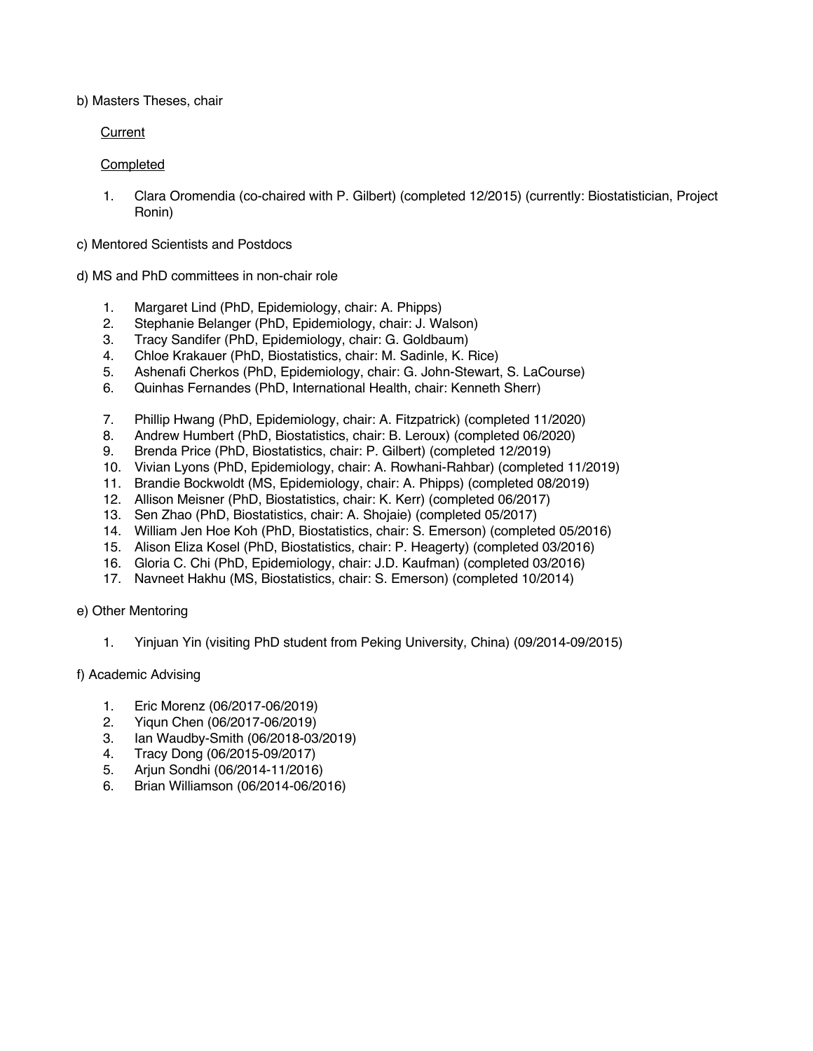b) Masters Theses, chair

<u>Current</u>

<u>Completed</u>

1. Clara Oromendia (co-chaired with P. Gilbert) (completed 12/2015) (currently: Biostatistician, Project Ronin)

c) Mentored Scientists and Postdocs

d) MS and PhD committees in non-chair role

1. Margaret Lind (PhD, Epidemiology, chair: A. Phipps)
2. Stephanie Belanger (PhD, Epidemiology, chair: J. Walson)
3. Tracy Sandifer (PhD, Epidemiology, chair: G. Goldbaum)
4. Chloe Krakauer (PhD, Biostatistics, chair: M. Sadinle, K. Rice)
5. Ashenafi Cherkos (PhD, Epidemiology, chair: G. John-Stewart, S. LaCourse)
6. Quinhas Fernandes (PhD, International Health, chair: Kenneth Sherr)

7. Phillip Hwang (PhD, Epidemiology, chair: A. Fitzpatrick) (completed 11/2020)
8. Andrew Humbert (PhD, Biostatistics, chair: B. Leroux) (completed 06/2020)
9. Brenda Price (PhD, Biostatistics, chair: P. Gilbert) (completed 12/2019)
10. Vivian Lyons (PhD, Epidemiology, chair: A. Rowhani-Rahbar) (completed 11/2019)
11. Brandie Bockwoldt (MS, Epidemiology, chair: A. Phipps) (completed 08/2019)
12. Allison Meisner (PhD, Biostatistics, chair: K. Kerr) (completed 06/2017)
13. Sen Zhao (PhD, Biostatistics, chair: A. Shojaie) (completed 05/2017)
14. William Jen Hoe Koh (PhD, Biostatistics, chair: S. Emerson) (completed 05/2016)
15. Alison Eliza Kosel (PhD, Biostatistics, chair: P. Heagerty) (completed 03/2016)
16. Gloria C. Chi (PhD, Epidemiology, chair: J.D. Kaufman) (completed 03/2016)
17. Navneet Hakhu (MS, Biostatistics, chair: S. Emerson) (completed 10/2014)

e) Other Mentoring

1. Yinjuan Yin (visiting PhD student from Peking University, China) (09/2014-09/2015)

f) Academic Advising

1. Eric Morenz (06/2017-06/2019)
2. Yiqun Chen (06/2017-06/2019)
3. Ian Waudby-Smith (06/2018-03/2019)
4. Tracy Dong (06/2015-09/2017)
5. Arjun Sondhi (06/2014-11/2016)
6. Brian Williamson (06/2014-06/2016)